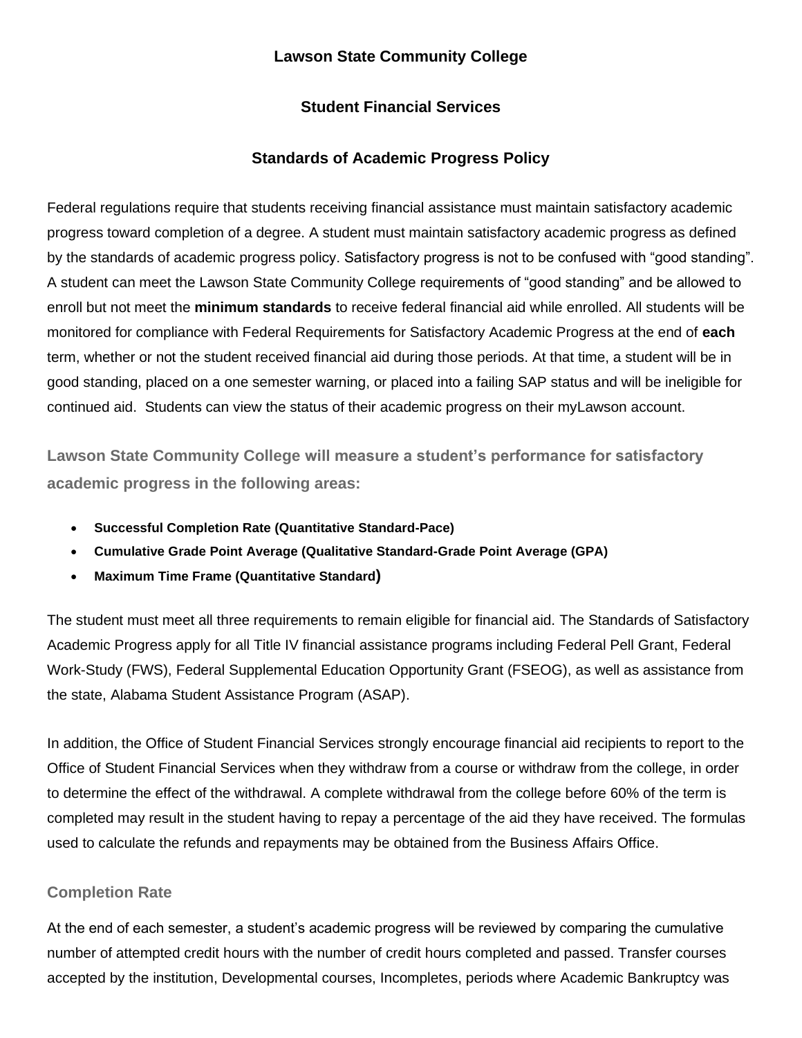# Lawson State Community College

## Student Financial Services

## Standards of Academic Progress Policy

Federal regulations require that students receiving financial assistance must maintain satisfactory academic progress toward completion of a degree. A student must maintain satisfactory academic progress as defined by the standards of academic progress policy. Satisfactory progress is not to be confused with "good standing". A student can meet the Lawson State Community College requirements of "good standing" and be allowed to enroll but not meet the **minimum standards** to receive federal financial aid while enrolled. All students will be monitored for compliance with Federal Requirements for Satisfactory Academic Progress at the end of **each** term, whether or not the student received financial aid during those periods. At that time, a student will be in good standing, placed on a one semester warning, or placed into a failing SAP status and will be ineligible for continued aid. Students can view the status of their academic progress on their myLawson account.

### Lawson State Community College will measure a student's performance for satisfactory academic progress in the following areas:

- **Successful Completion Rate (Quantitative Standard-Pace)**
- **Cumulative Grade Point Average (Qualitative Standard-Grade Point Average (GPA)**
- **Maximum Time Frame (Quantitative Standard)**

The student must meet all three requirements to remain eligible for financial aid. The Standards of Satisfactory Academic Progress apply for all Title IV financial assistance programs including Federal Pell Grant, Federal Work-Study (FWS), Federal Supplemental Education Opportunity Grant (FSEOG), as well as assistance from the state, Alabama Student Assistance Program (ASAP).

In addition, the Office of Student Financial Services strongly encourage financial aid recipients to report to the Office of Student Financial Services when they withdraw from a course or withdraw from the college, in order to determine the effect of the withdrawal. A complete withdrawal from the college before 60% of the term is completed may result in the student having to repay a percentage of the aid they have received. The formulas used to calculate the refunds and repayments may be obtained from the Business Affairs Office.

### Completion Rate

At the end of each semester, a student's academic progress will be reviewed by comparing the cumulative number of attempted credit hours with the number of credit hours completed and passed. Transfer courses accepted by the institution, Developmental courses, Incompletes, periods where Academic Bankruptcy was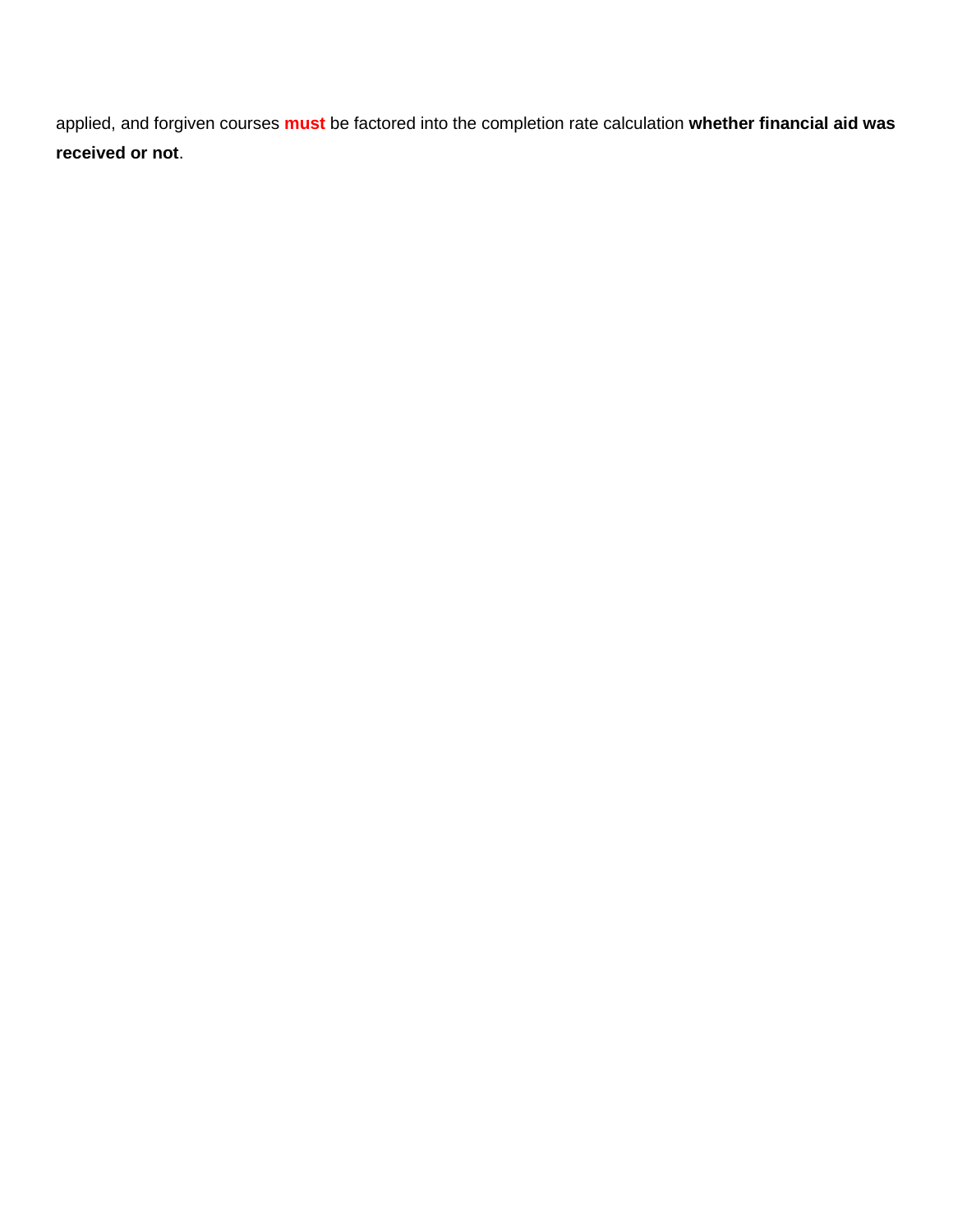applied, and forgiven courses **must** be factored into the completion rate calculation **whether financial aid was received or not**.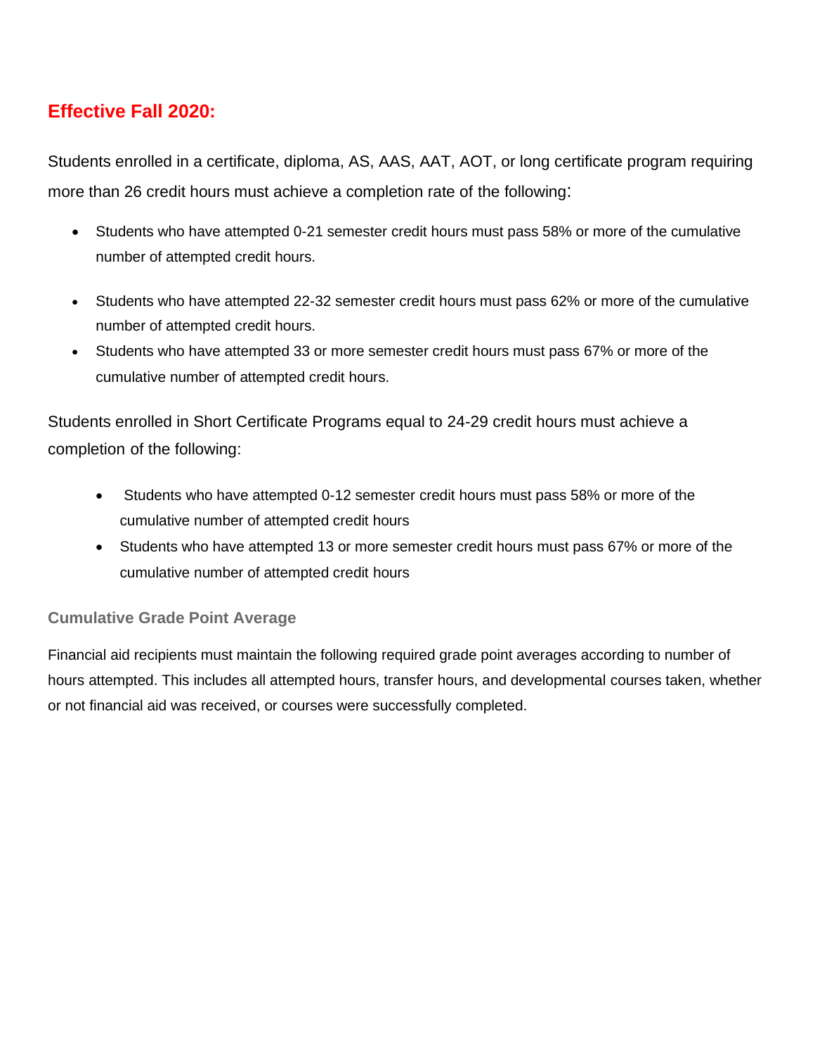## Effective Fall 2020:

Students enrolled in a certificate, diploma, AS, AAS, AAT, AOT, or long certificate program requiring more than 26 credit hours must achieve a completion rate of the following:

- Students who have attempted 0-21 semester credit hours must pass 58% or more of the cumulative number of attempted credit hours.
- Students who have attempted 22-32 semester credit hours must pass 62% or more of the cumulative number of attempted credit hours.
- Students who have attempted 33 or more semester credit hours must pass 67% or more of the cumulative number of attempted credit hours.

Students enrolled in Short Certificate Programs equal to 24-29 credit hours must achieve a completion of the following:

- Students who have attempted 0-12 semester credit hours must pass 58% or more of the cumulative number of attempted credit hours
- Students who have attempted 13 or more semester credit hours must pass 67% or more of the cumulative number of attempted credit hours

### Cumulative Grade Point Average

Financial aid recipients must maintain the following required grade point averages according to number of hours attempted. This includes all attempted hours, transfer hours, and developmental courses taken, whether or not financial aid was received, or courses were successfully completed.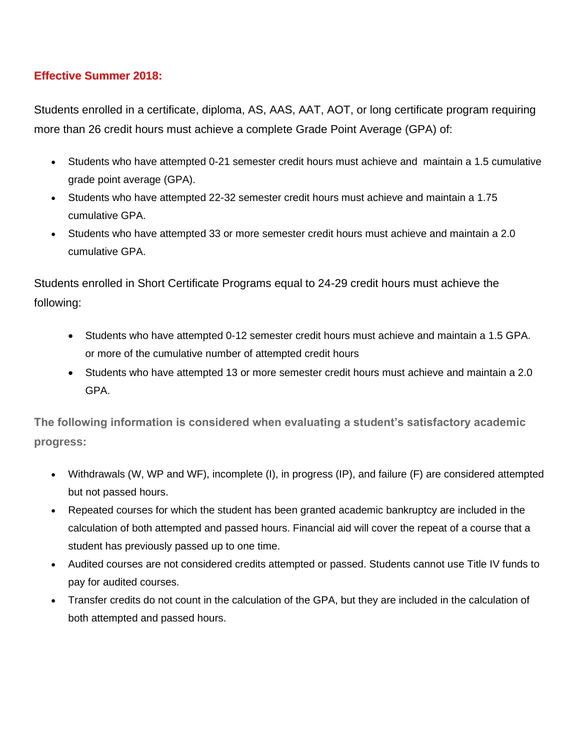**Effective Summer 2018:**

Students enrolled in a certificate, diploma, AS, AAS, AAT, AOT, or long certificate program requiring more than 26 credit hours must achieve a complete Grade Point Average (GPA) of:

- Students who have attempted 0-21 semester credit hours must achieve and maintain a 1.5 cumulative grade point average (GPA).
- Students who have attempted 22-32 semester credit hours must achieve and maintain a 1.75 cumulative GPA.
- Students who have attempted 33 or more semester credit hours must achieve and maintain a 2.0 cumulative GPA.

Students enrolled in Short Certificate Programs equal to 24-29 credit hours must achieve the following:

- Students who have attempted 0-12 semester credit hours must achieve and maintain a 1.5 GPA. or more of the cumulative number of attempted credit hours
- Students who have attempted 13 or more semester credit hours must achieve and maintain a 2.0 GPA.

**The following information is considered when evaluating a student's satisfactory academic progress:**

- Withdrawals (W, WP and WF), incomplete (I), in progress (IP), and failure (F) are considered attempted but not passed hours.
- Repeated courses for which the student has been granted academic bankruptcy are included in the calculation of both attempted and passed hours. Financial aid will cover the repeat of a course that a student has previously passed up to one time.
- Audited courses are not considered credits attempted or passed. Students cannot use Title IV funds to pay for audited courses.
- Transfer credits do not count in the calculation of the GPA, but they are included in the calculation of both attempted and passed hours.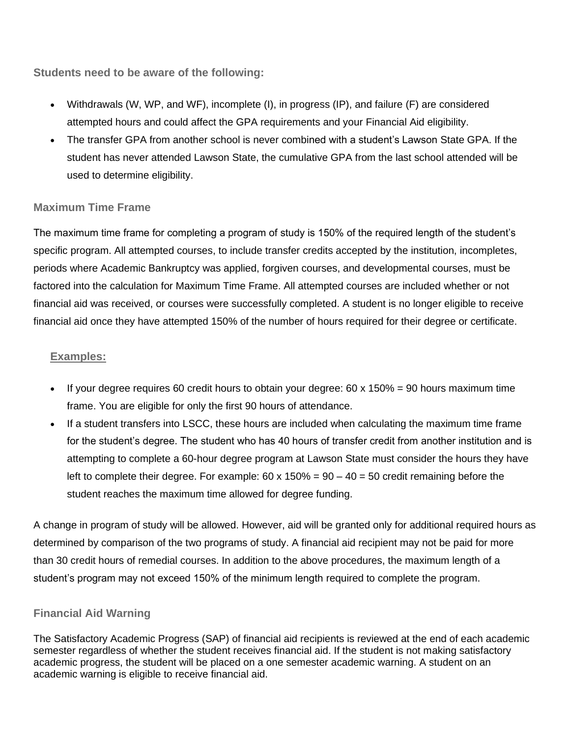### Students need to be aware of the following:

- Withdrawals (W, WP, and WF), incomplete (I), in progress (IP), and failure (F) are considered attempted hours and could affect the GPA requirements and your Financial Aid eligibility.
- The transfer GPA from another school is never combined with a student's Lawson State GPA. If the student has never attended Lawson State, the cumulative GPA from the last school attended will be used to determine eligibility.

### Maximum Time Frame

The maximum time frame for completing a program of study is 150% of the required length of the student's specific program. All attempted courses, to include transfer credits accepted by the institution, incompletes, periods where Academic Bankruptcy was applied, forgiven courses, and developmental courses, must be factored into the calculation for Maximum Time Frame. All attempted courses are included whether or not financial aid was received, or courses were successfully completed. A student is no longer eligible to receive financial aid once they have attempted 150% of the number of hours required for their degree or certificate.

**Examples:**

- If your degree requires 60 credit hours to obtain your degree: 60 x 150% = 90 hours maximum time frame. You are eligible for only the first 90 hours of attendance.
- If a student transfers into LSCC, these hours are included when calculating the maximum time frame for the student's degree. The student who has 40 hours of transfer credit from another institution and is attempting to complete a 60-hour degree program at Lawson State must consider the hours they have left to complete their degree. For example: 60 x 150% = 90 – 40 = 50 credit remaining before the student reaches the maximum time allowed for degree funding.

A change in program of study will be allowed. However, aid will be granted only for additional required hours as determined by comparison of the two programs of study. A financial aid recipient may not be paid for more than 30 credit hours of remedial courses. In addition to the above procedures, the maximum length of a student's program may not exceed 150% of the minimum length required to complete the program.

### Financial Aid Warning

The Satisfactory Academic Progress (SAP) of financial aid recipients is reviewed at the end of each academic semester regardless of whether the student receives financial aid. If the student is not making satisfactory academic progress, the student will be placed on a one semester academic warning. A student on an academic warning is eligible to receive financial aid.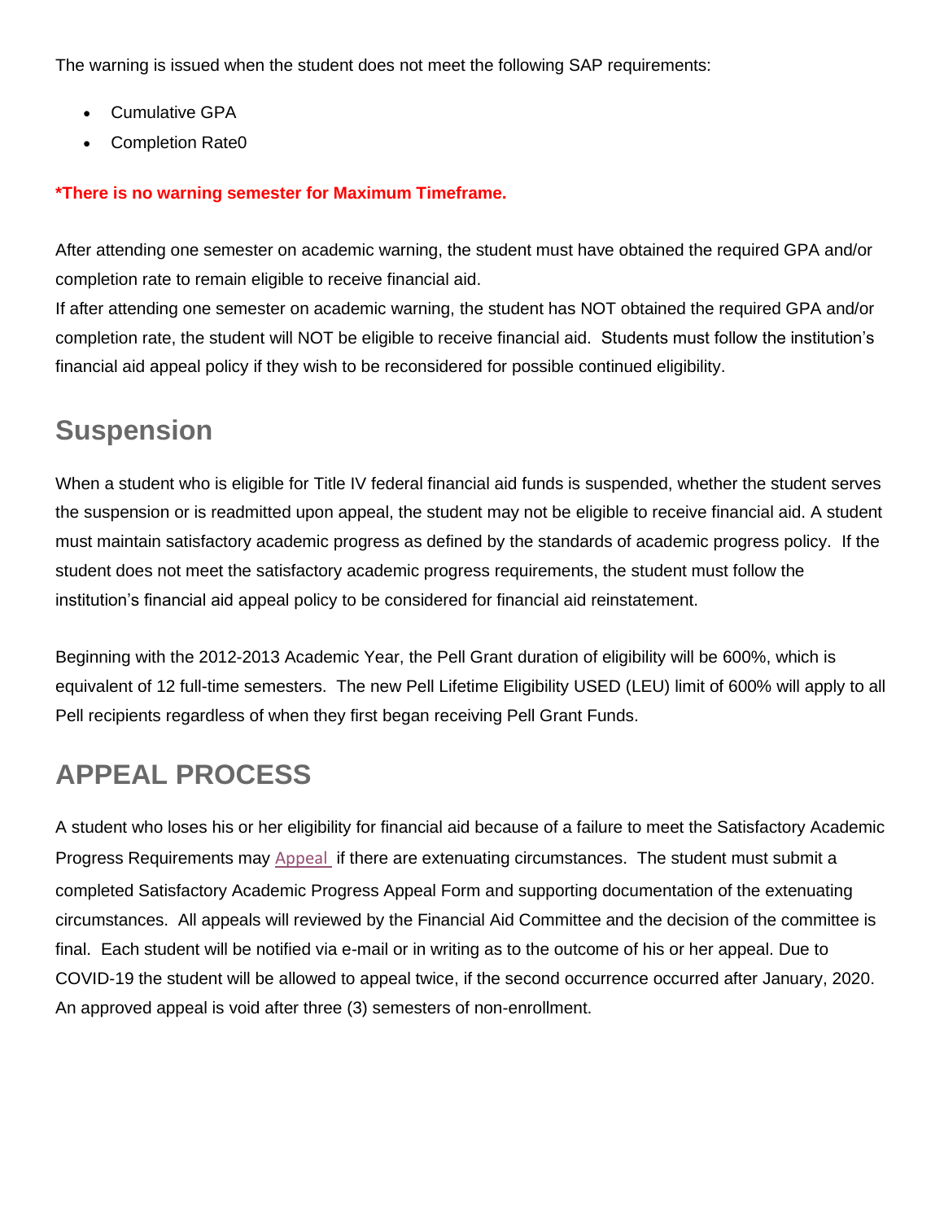The warning is issued when the student does not meet the following SAP requirements:

- Cumulative GPA
- Completion Rate0

**\*There is no warning semester for Maximum Timeframe.**

After attending one semester on academic warning, the student must have obtained the required GPA and/or completion rate to remain eligible to receive financial aid.
If after attending one semester on academic warning, the student has NOT obtained the required GPA and/or completion rate, the student will NOT be eligible to receive financial aid. Students must follow the institution's financial aid appeal policy if they wish to be reconsidered for possible continued eligibility.

## Suspension

When a student who is eligible for Title IV federal financial aid funds is suspended, whether the student serves the suspension or is readmitted upon appeal, the student may not be eligible to receive financial aid. A student must maintain satisfactory academic progress as defined by the standards of academic progress policy. If the student does not meet the satisfactory academic progress requirements, the student must follow the institution's financial aid appeal policy to be considered for financial aid reinstatement.

Beginning with the 2012-2013 Academic Year, the Pell Grant duration of eligibility will be 600%, which is equivalent of 12 full-time semesters. The new Pell Lifetime Eligibility USED (LEU) limit of 600% will apply to all Pell recipients regardless of when they first began receiving Pell Grant Funds.

## APPEAL PROCESS

A student who loses his or her eligibility for financial aid because of a failure to meet the Satisfactory Academic Progress Requirements may Appeal if there are extenuating circumstances. The student must submit a completed Satisfactory Academic Progress Appeal Form and supporting documentation of the extenuating circumstances. All appeals will reviewed by the Financial Aid Committee and the decision of the committee is final. Each student will be notified via e-mail or in writing as to the outcome of his or her appeal. Due to COVID-19 the student will be allowed to appeal twice, if the second occurrence occurred after January, 2020. An approved appeal is void after three (3) semesters of non-enrollment.